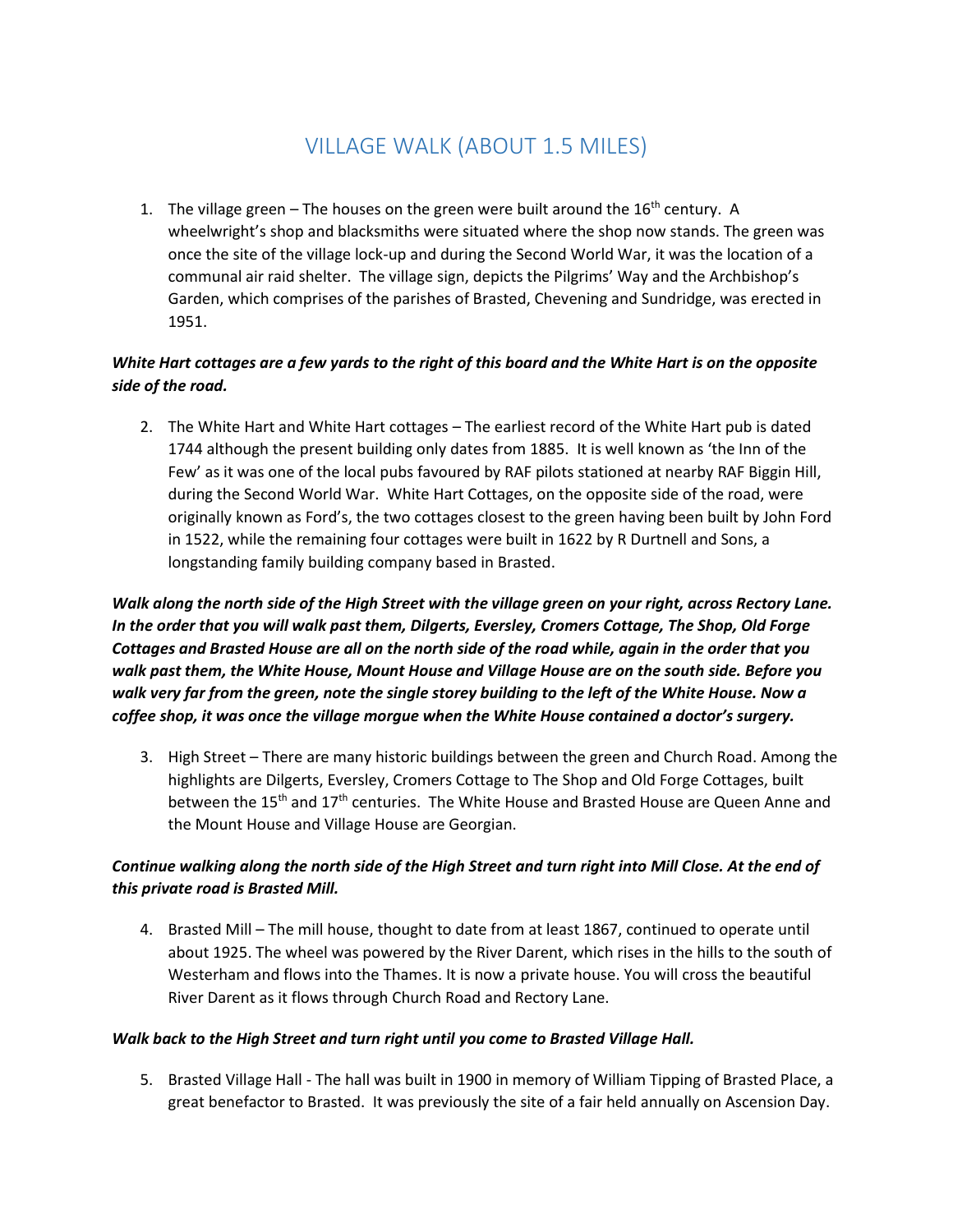# VILLAGE WALK (ABOUT 1.5 MILES)

1. The village green – The houses on the green were built around the 16th century. A wheelwright's shop and blacksmiths were situated where the shop now stands. The green was once the site of the village lock-up and during the Second World War, it was the location of a communal air raid shelter. The village sign, depicts the Pilgrims' Way and the Archbishop's Garden, which comprises of the parishes of Brasted, Chevening and Sundridge, was erected in 1951.

***White Hart cottages are a few yards to the right of this board and the White Hart is on the opposite side of the road.***

2. The White Hart and White Hart cottages – The earliest record of the White Hart pub is dated 1744 although the present building only dates from 1885. It is well known as 'the Inn of the Few' as it was one of the local pubs favoured by RAF pilots stationed at nearby RAF Biggin Hill, during the Second World War. White Hart Cottages, on the opposite side of the road, were originally known as Ford's, the two cottages closest to the green having been built by John Ford in 1522, while the remaining four cottages were built in 1622 by R Durtnell and Sons, a longstanding family building company based in Brasted.

***Walk along the north side of the High Street with the village green on your right, across Rectory Lane. In the order that you will walk past them, Dilgerts, Eversley, Cromers Cottage, The Shop, Old Forge Cottages and Brasted House are all on the north side of the road while, again in the order that you walk past them, the White House, Mount House and Village House are on the south side. Before you walk very far from the green, note the single storey building to the left of the White House. Now a coffee shop, it was once the village morgue when the White House contained a doctor's surgery.***

3. High Street – There are many historic buildings between the green and Church Road. Among the highlights are Dilgerts, Eversley, Cromers Cottage to The Shop and Old Forge Cottages, built between the 15th and 17th centuries. The White House and Brasted House are Queen Anne and the Mount House and Village House are Georgian.

***Continue walking along the north side of the High Street and turn right into Mill Close. At the end of this private road is Brasted Mill.***

4. Brasted Mill – The mill house, thought to date from at least 1867, continued to operate until about 1925. The wheel was powered by the River Darent, which rises in the hills to the south of Westerham and flows into the Thames. It is now a private house. You will cross the beautiful River Darent as it flows through Church Road and Rectory Lane.

***Walk back to the High Street and turn right until you come to Brasted Village Hall.***

5. Brasted Village Hall - The hall was built in 1900 in memory of William Tipping of Brasted Place, a great benefactor to Brasted. It was previously the site of a fair held annually on Ascension Day.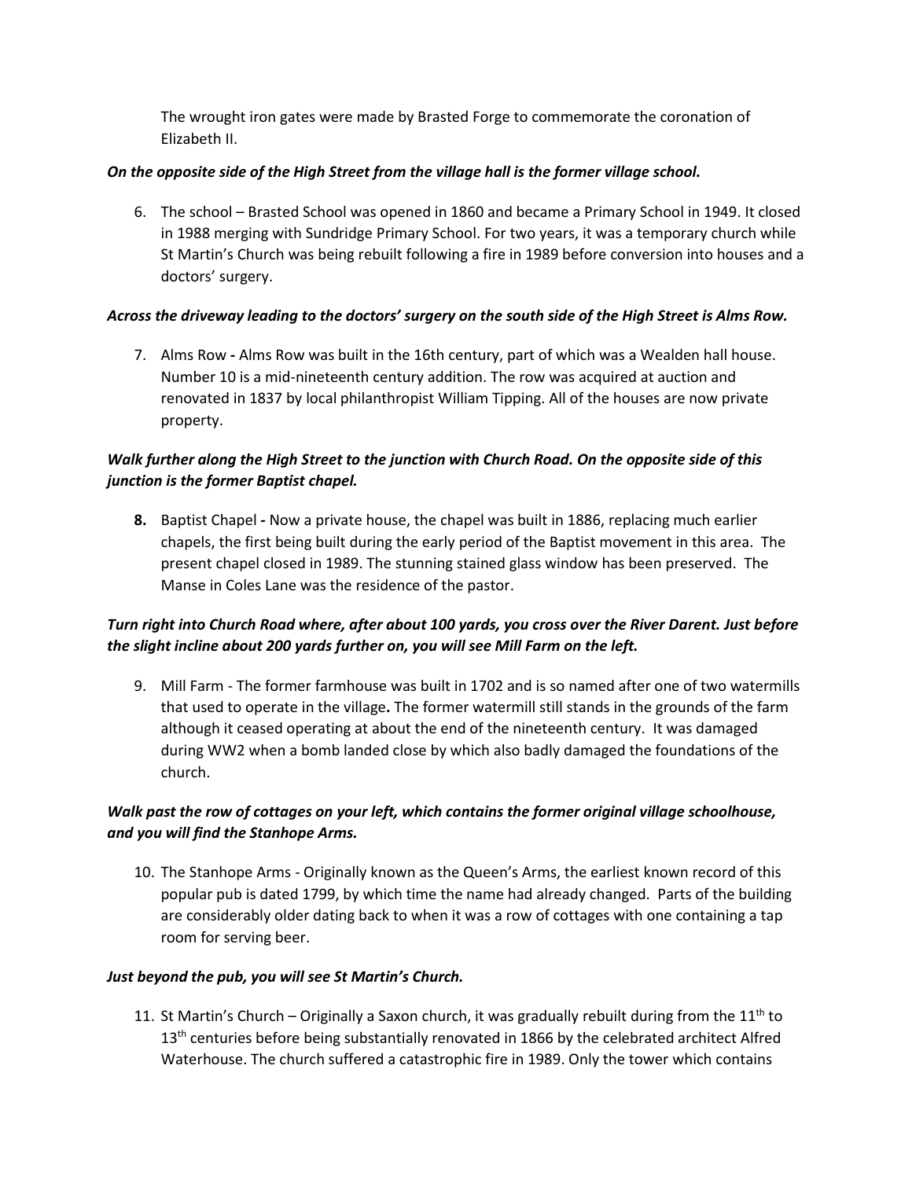The wrought iron gates were made by Brasted Forge to commemorate the coronation of Elizabeth II.

***On the opposite side of the High Street from the village hall is the former village school.***

6. The school – Brasted School was opened in 1860 and became a Primary School in 1949. It closed in 1988 merging with Sundridge Primary School. For two years, it was a temporary church while St Martin's Church was being rebuilt following a fire in 1989 before conversion into houses and a doctors' surgery.

***Across the driveway leading to the doctors' surgery on the south side of the High Street is Alms Row.***

7. Alms Row **-** Alms Row was built in the 16th century, part of which was a Wealden hall house. Number 10 is a mid-nineteenth century addition. The row was acquired at auction and renovated in 1837 by local philanthropist William Tipping. All of the houses are now private property.

***Walk further along the High Street to the junction with Church Road. On the opposite side of this junction is the former Baptist chapel.***

8. Baptist Chapel **-** Now a private house, the chapel was built in 1886, replacing much earlier chapels, the first being built during the early period of the Baptist movement in this area. The present chapel closed in 1989. The stunning stained glass window has been preserved. The Manse in Coles Lane was the residence of the pastor.

***Turn right into Church Road where, after about 100 yards, you cross over the River Darent. Just before the slight incline about 200 yards further on, you will see Mill Farm on the left.***

9. Mill Farm - The former farmhouse was built in 1702 and is so named after one of two watermills that used to operate in the village**.** The former watermill still stands in the grounds of the farm although it ceased operating at about the end of the nineteenth century. It was damaged during WW2 when a bomb landed close by which also badly damaged the foundations of the church.

***Walk past the row of cottages on your left, which contains the former original village schoolhouse, and you will find the Stanhope Arms.***

10. The Stanhope Arms - Originally known as the Queen's Arms, the earliest known record of this popular pub is dated 1799, by which time the name had already changed. Parts of the building are considerably older dating back to when it was a row of cottages with one containing a tap room for serving beer.

***Just beyond the pub, you will see St Martin's Church.***

11. St Martin's Church – Originally a Saxon church, it was gradually rebuilt during from the 11th to 13th centuries before being substantially renovated in 1866 by the celebrated architect Alfred Waterhouse. The church suffered a catastrophic fire in 1989. Only the tower which contains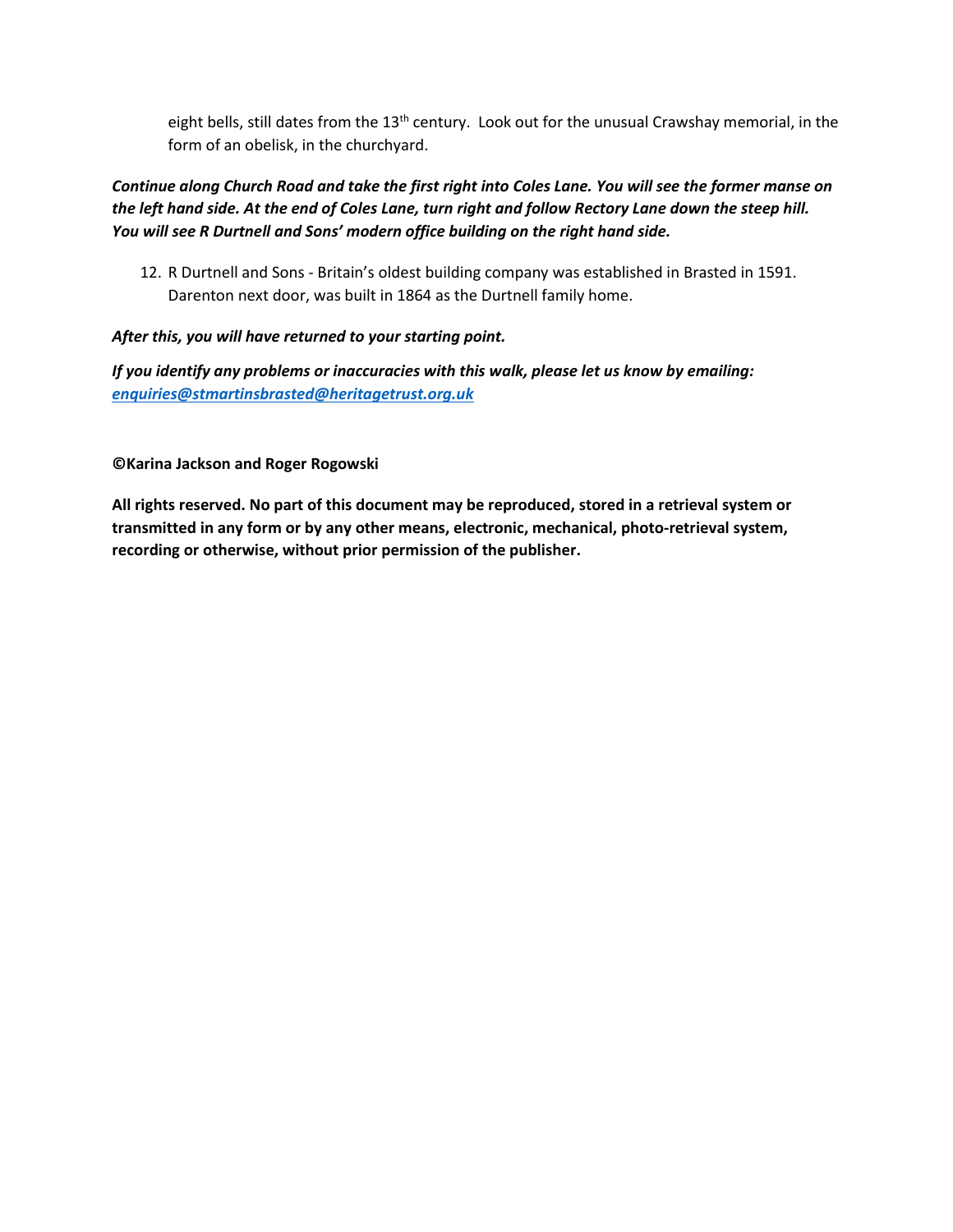eight bells, still dates from the 13th century. Look out for the unusual Crawshay memorial, in the form of an obelisk, in the churchyard.

***Continue along Church Road and take the first right into Coles Lane. You will see the former manse on the left hand side. At the end of Coles Lane, turn right and follow Rectory Lane down the steep hill. You will see R Durtnell and Sons' modern office building on the right hand side.***

12. R Durtnell and Sons - Britain's oldest building company was established in Brasted in 1591. Darenton next door, was built in 1864 as the Durtnell family home.

***After this, you will have returned to your starting point.***

***If you identify any problems or inaccuracies with this walk, please let us know by emailing: enquiries@stmartinsbrasted@heritagetrust.org.uk***

**©Karina Jackson and Roger Rogowski**

**All rights reserved. No part of this document may be reproduced, stored in a retrieval system or transmitted in any form or by any other means, electronic, mechanical, photo-retrieval system, recording or otherwise, without prior permission of the publisher.**